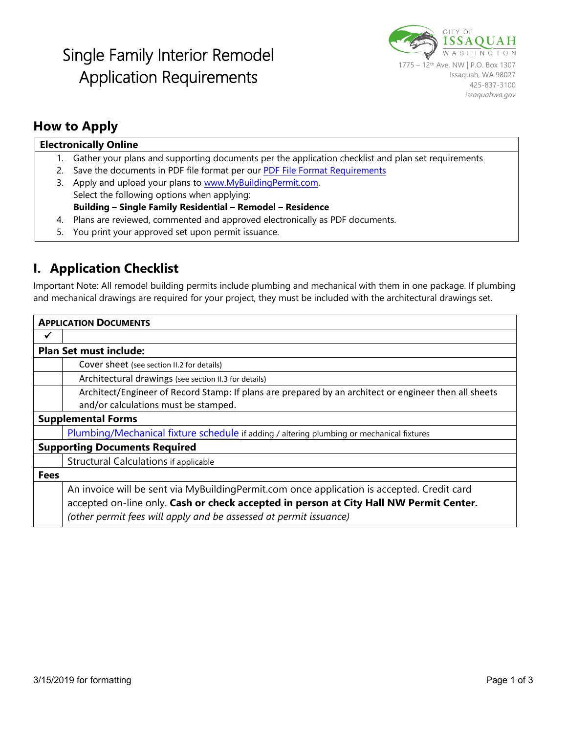# Single Family Interior Remodel Application Requirements

CITY OF ISSAQUAH WASHINGTON

1775 – 12th Ave. NW | P.O. Box 1307
Issaquah, WA 98027
425-837-3100
*issaquahwa.gov*

## How to Apply

**Electronically Online**

1. Gather your plans and supporting documents per the application checklist and plan set requirements
2. Save the documents in PDF file format per our PDF File Format Requirements
3. Apply and upload your plans to www.MyBuildingPermit.com.
   Select the following options when applying:
   **Building – Single Family Residential – Remodel – Residence**
4. Plans are reviewed, commented and approved electronically as PDF documents.
5. You print your approved set upon permit issuance.

## I. Application Checklist

Important Note: All remodel building permits include plumbing and mechanical with them in one package. If plumbing and mechanical drawings are required for your project, they must be included with the architectural drawings set.

| **APPLICATION DOCUMENTS** | |
|---|---|
| ✔ | |
| **Plan Set must include:** | |
| | Cover sheet (see section II.2 for details) |
| | Architectural drawings (see section II.3 for details) |
| | Architect/Engineer of Record Stamp: If plans are prepared by an architect or engineer then all sheets and/or calculations must be stamped. |
| **Supplemental Forms** | |
| | Plumbing/Mechanical fixture schedule if adding / altering plumbing or mechanical fixtures |
| **Supporting Documents Required** | |
| | Structural Calculations if applicable |
| **Fees** | |
| | An invoice will be sent via MyBuildingPermit.com once application is accepted. Credit card accepted on-line only. **Cash or check accepted in person at City Hall NW Permit Center.** *(other permit fees will apply and be assessed at permit issuance)* |

3/15/2019 for formatting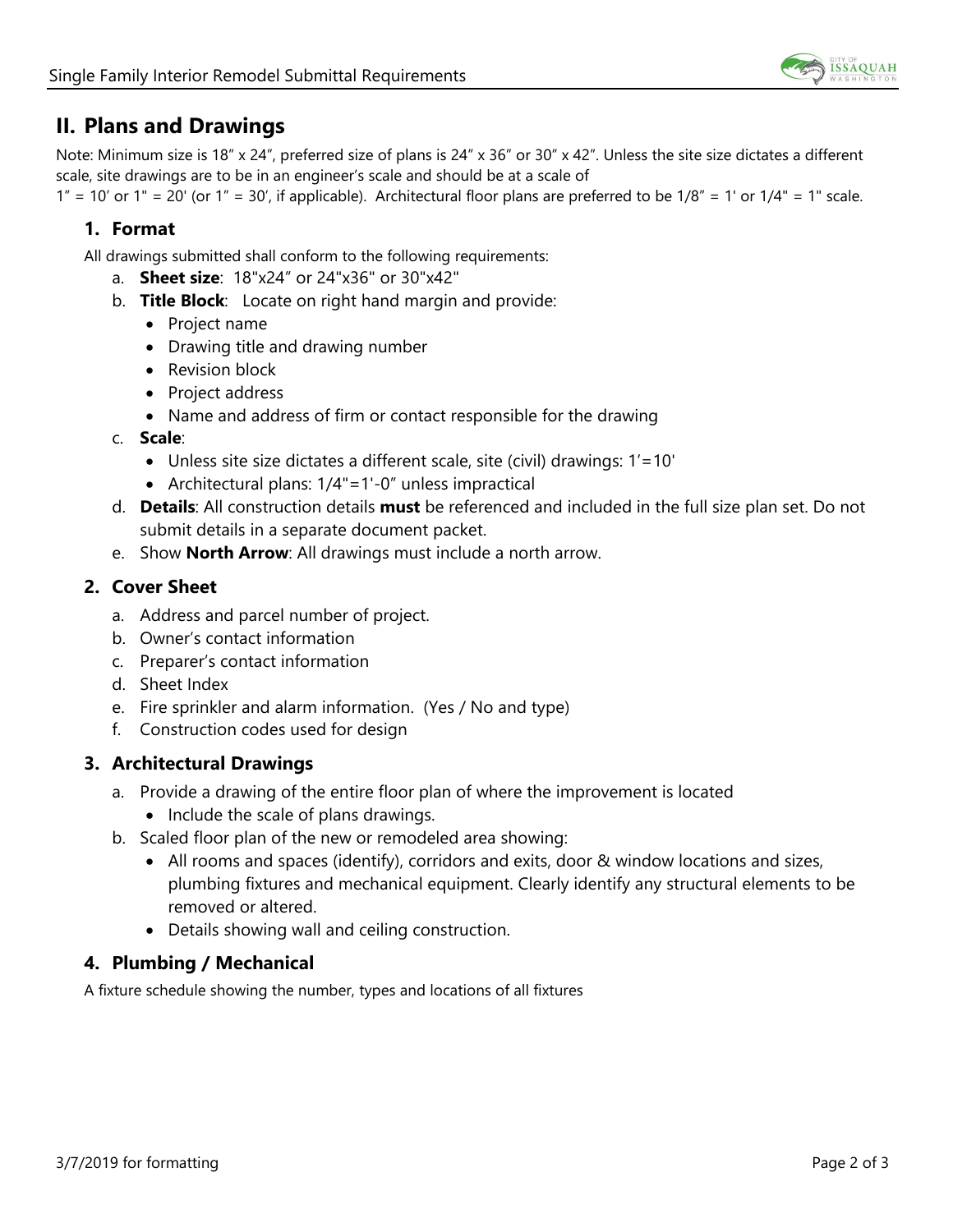## II. Plans and Drawings

Note: Minimum size is 18″ x 24″, preferred size of plans is 24″ x 36″ or 30″ x 42″. Unless the site size dictates a different scale, site drawings are to be in an engineer's scale and should be at a scale of 1″ = 10′ or 1" = 20' (or 1″ = 30′, if applicable). Architectural floor plans are preferred to be 1/8″ = 1' or 1/4" = 1" scale.

### 1. Format

All drawings submitted shall conform to the following requirements:

a. **Sheet size**: 18"x24" or 24"x36" or 30"x42"

b. **Title Block**: Locate on right hand margin and provide:
   - Project name
   - Drawing title and drawing number
   - Revision block
   - Project address
   - Name and address of firm or contact responsible for the drawing

c. **Scale**:
   - Unless site size dictates a different scale, site (civil) drawings: 1′=10'
   - Architectural plans: 1/4"=1'-0″ unless impractical

d. **Details**: All construction details **must** be referenced and included in the full size plan set. Do not submit details in a separate document packet.

e. Show **North Arrow**: All drawings must include a north arrow.

### 2. Cover Sheet

a. Address and parcel number of project.

b. Owner's contact information

c. Preparer's contact information

d. Sheet Index

e. Fire sprinkler and alarm information. (Yes / No and type)

f. Construction codes used for design

### 3. Architectural Drawings

a. Provide a drawing of the entire floor plan of where the improvement is located
   - Include the scale of plans drawings.

b. Scaled floor plan of the new or remodeled area showing:
   - All rooms and spaces (identify), corridors and exits, door & window locations and sizes, plumbing fixtures and mechanical equipment. Clearly identify any structural elements to be removed or altered.
   - Details showing wall and ceiling construction.

### 4. Plumbing / Mechanical

A fixture schedule showing the number, types and locations of all fixtures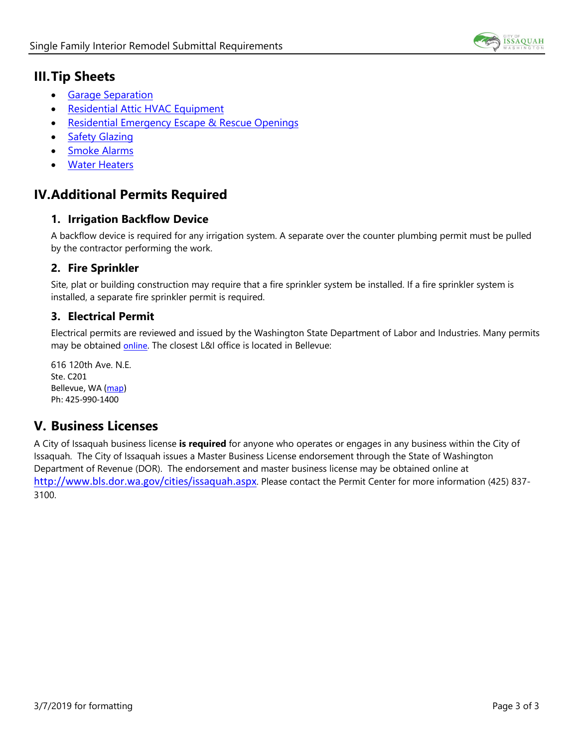## III. Tip Sheets

- Garage Separation
- Residential Attic HVAC Equipment
- Residential Emergency Escape & Rescue Openings
- Safety Glazing
- Smoke Alarms
- Water Heaters

## IV. Additional Permits Required

### 1. Irrigation Backflow Device

A backflow device is required for any irrigation system. A separate over the counter plumbing permit must be pulled by the contractor performing the work.

### 2. Fire Sprinkler

Site, plat or building construction may require that a fire sprinkler system be installed. If a fire sprinkler system is installed, a separate fire sprinkler permit is required.

### 3. Electrical Permit

Electrical permits are reviewed and issued by the Washington State Department of Labor and Industries. Many permits may be obtained online. The closest L&I office is located in Bellevue:

616 120th Ave. N.E.
Ste. C201
Bellevue, WA (map)
Ph: 425-990-1400

## V. Business Licenses

A City of Issaquah business license **is required** for anyone who operates or engages in any business within the City of Issaquah. The City of Issaquah issues a Master Business License endorsement through the State of Washington Department of Revenue (DOR). The endorsement and master business license may be obtained online at http://www.bls.dor.wa.gov/cities/issaquah.aspx. Please contact the Permit Center for more information (425) 837-3100.